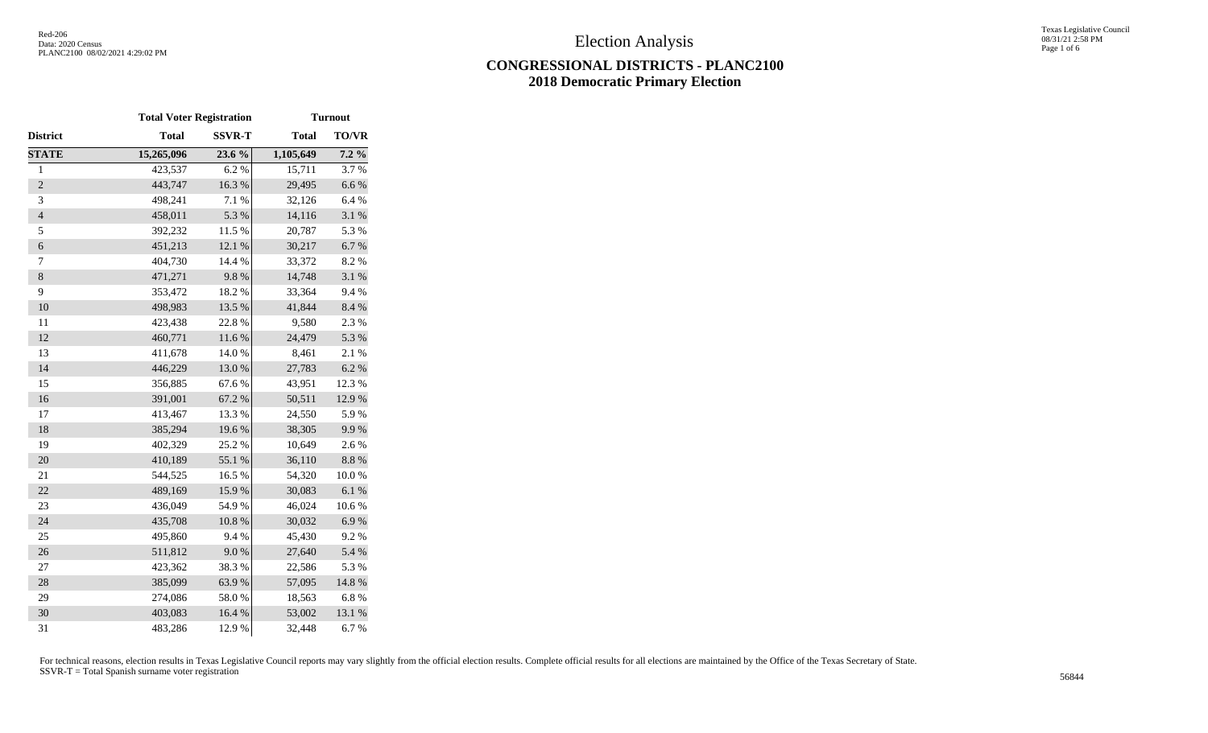Red-206
Data: 2020 Census
PLANC2100 08/02/2021 4:29:02 PM

# Election Analysis

## CONGRESSIONAL DISTRICTS - PLANC2100
## 2018 Democratic Primary Election

| | Total Voter Registration | | Turnout | |
|---|---|---|---|---|
| **District** | **Total** | **SSVR-T** | **Total** | **TO/VR** |
| **STATE** | **15,265,096** | **23.6 %** | **1,105,649** | **7.2 %** |
| 1 | 423,537 | 6.2 % | 15,711 | 3.7 % |
| 2 | 443,747 | 16.3 % | 29,495 | 6.6 % |
| 3 | 498,241 | 7.1 % | 32,126 | 6.4 % |
| 4 | 458,011 | 5.3 % | 14,116 | 3.1 % |
| 5 | 392,232 | 11.5 % | 20,787 | 5.3 % |
| 6 | 451,213 | 12.1 % | 30,217 | 6.7 % |
| 7 | 404,730 | 14.4 % | 33,372 | 8.2 % |
| 8 | 471,271 | 9.8 % | 14,748 | 3.1 % |
| 9 | 353,472 | 18.2 % | 33,364 | 9.4 % |
| 10 | 498,983 | 13.5 % | 41,844 | 8.4 % |
| 11 | 423,438 | 22.8 % | 9,580 | 2.3 % |
| 12 | 460,771 | 11.6 % | 24,479 | 5.3 % |
| 13 | 411,678 | 14.0 % | 8,461 | 2.1 % |
| 14 | 446,229 | 13.0 % | 27,783 | 6.2 % |
| 15 | 356,885 | 67.6 % | 43,951 | 12.3 % |
| 16 | 391,001 | 67.2 % | 50,511 | 12.9 % |
| 17 | 413,467 | 13.3 % | 24,550 | 5.9 % |
| 18 | 385,294 | 19.6 % | 38,305 | 9.9 % |
| 19 | 402,329 | 25.2 % | 10,649 | 2.6 % |
| 20 | 410,189 | 55.1 % | 36,110 | 8.8 % |
| 21 | 544,525 | 16.5 % | 54,320 | 10.0 % |
| 22 | 489,169 | 15.9 % | 30,083 | 6.1 % |
| 23 | 436,049 | 54.9 % | 46,024 | 10.6 % |
| 24 | 435,708 | 10.8 % | 30,032 | 6.9 % |
| 25 | 495,860 | 9.4 % | 45,430 | 9.2 % |
| 26 | 511,812 | 9.0 % | 27,640 | 5.4 % |
| 27 | 423,362 | 38.3 % | 22,586 | 5.3 % |
| 28 | 385,099 | 63.9 % | 57,095 | 14.8 % |
| 29 | 274,086 | 58.0 % | 18,563 | 6.8 % |
| 30 | 403,083 | 16.4 % | 53,002 | 13.1 % |
| 31 | 483,286 | 12.9 % | 32,448 | 6.7 % |

For technical reasons, election results in Texas Legislative Council reports may vary slightly from the official election results. Complete official results for all elections are maintained by the Office of the Texas Secretary of State.
SSVR-T = Total Spanish surname voter registration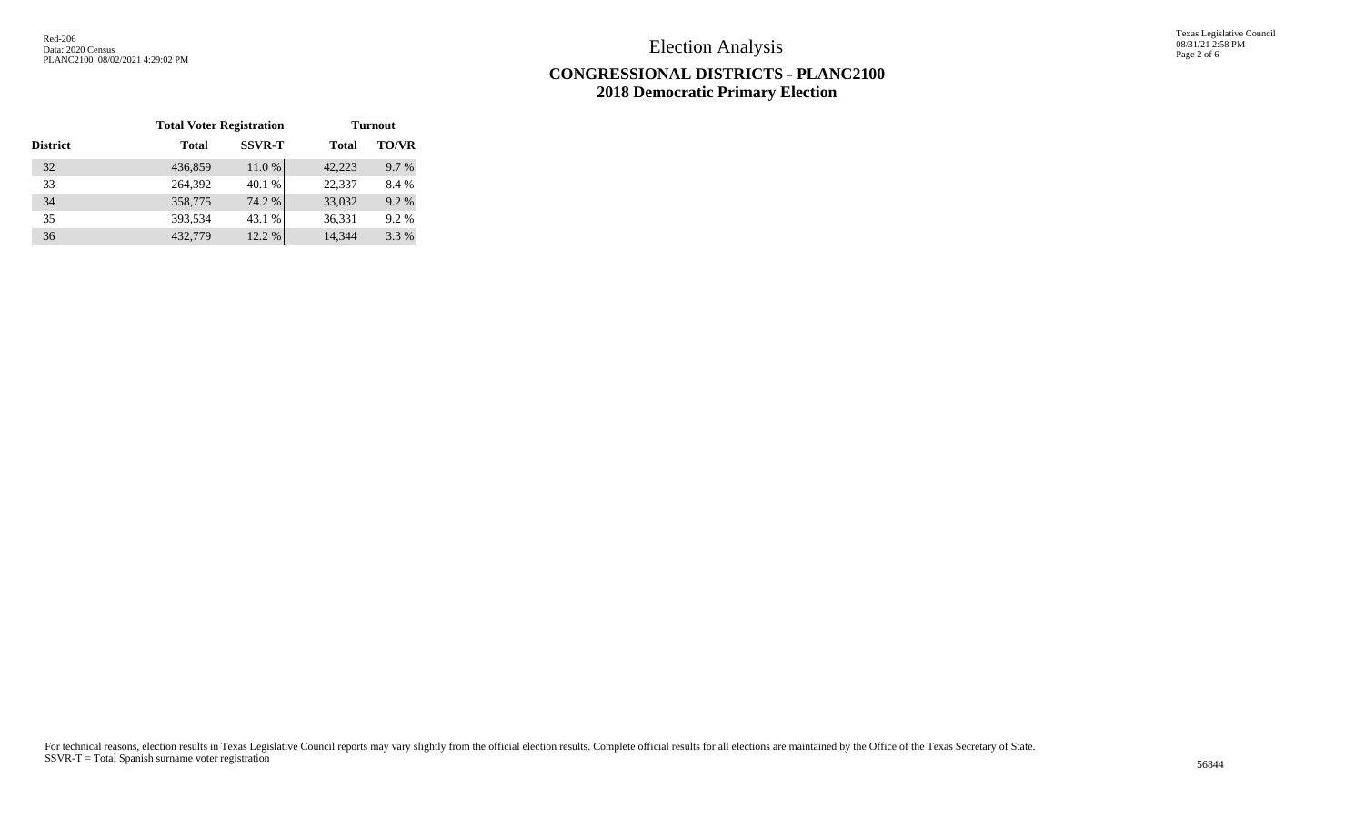# Election Analysis

## CONGRESSIONAL DISTRICTS - PLANC2100
## 2018 Democratic Primary Election

| | Total Voter Registration | | Turnout | |
|---|---|---|---|---|
| District | Total | SSVR-T | Total | TO/VR |
| 32 | 436,859 | 11.0 % | 42,223 | 9.7 % |
| 33 | 264,392 | 40.1 % | 22,337 | 8.4 % |
| 34 | 358,775 | 74.2 % | 33,032 | 9.2 % |
| 35 | 393,534 | 43.1 % | 36,331 | 9.2 % |
| 36 | 432,779 | 12.2 % | 14,344 | 3.3 % |

For technical reasons, election results in Texas Legislative Council reports may vary slightly from the official election results. Complete official results for all elections are maintained by the Office of the Texas Secretary of State.
SSVR-T = Total Spanish surname voter registration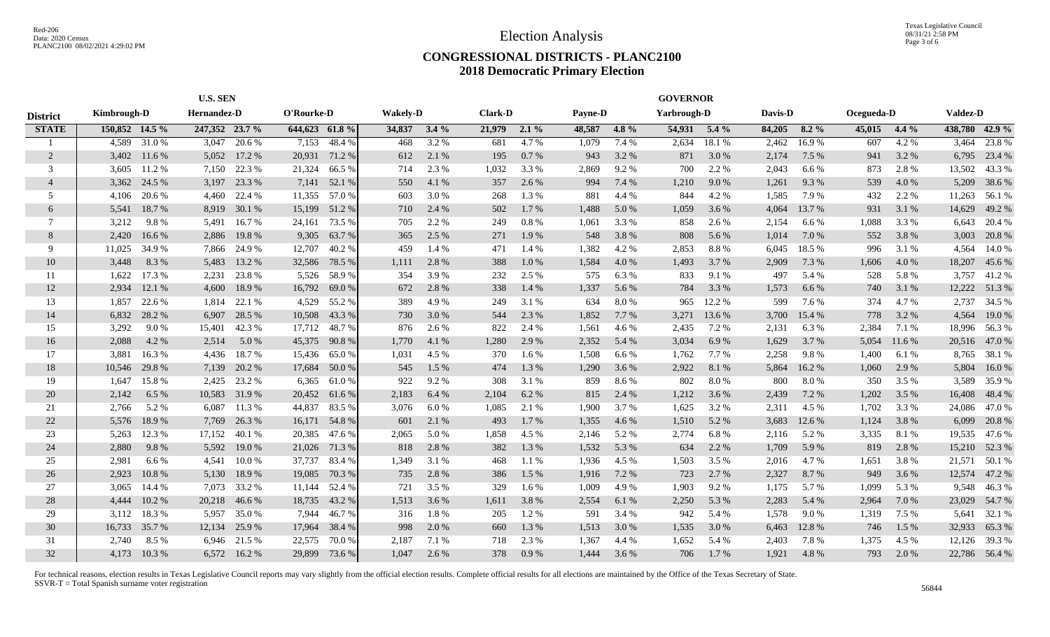# Election Analysis

## CONGRESSIONAL DISTRICTS - PLANC2100
## 2018 Democratic Primary Election

| | U.S. SEN | | | | | | GOVERNOR | | | | | | | | | | | | | | | | | |
|---|---|---|---|---|---|---|---|---|---|---|---|---|---|---|---|---|---|---|---|---|---|---|---|---|
| District | Kimbrough-D | | Hernandez-D | | O'Rourke-D | | Wakely-D | | Clark-D | | Payne-D | | Yarbrough-D | | Davis-D | | Ocegueda-D | | Valdez-D | |
| STATE | 150,852 | 14.5 % | 247,352 | 23.7 % | 644,623 | 61.8 % | 34,837 | 3.4 % | 21,979 | 2.1 % | 48,587 | 4.8 % | 54,931 | 5.4 % | 84,205 | 8.2 % | 45,015 | 4.4 % | 438,780 | 42.9 % |
| 1 | 4,589 | 31.0 % | 3,047 | 20.6 % | 7,153 | 48.4 % | 468 | 3.2 % | 681 | 4.7 % | 1,079 | 7.4 % | 2,634 | 18.1 % | 2,462 | 16.9 % | 607 | 4.2 % | 3,464 | 23.8 % |
| 2 | 3,402 | 11.6 % | 5,052 | 17.2 % | 20,931 | 71.2 % | 612 | 2.1 % | 195 | 0.7 % | 943 | 3.2 % | 871 | 3.0 % | 2,174 | 7.5 % | 941 | 3.2 % | 6,795 | 23.4 % |
| 3 | 3,605 | 11.2 % | 7,150 | 22.3 % | 21,324 | 66.5 % | 714 | 2.3 % | 1,032 | 3.3 % | 2,869 | 9.2 % | 700 | 2.2 % | 2,043 | 6.6 % | 873 | 2.8 % | 13,502 | 43.3 % |
| 4 | 3,362 | 24.5 % | 3,197 | 23.3 % | 7,141 | 52.1 % | 550 | 4.1 % | 357 | 2.6 % | 994 | 7.4 % | 1,210 | 9.0 % | 1,261 | 9.3 % | 539 | 4.0 % | 5,209 | 38.6 % |
| 5 | 4,106 | 20.6 % | 4,460 | 22.4 % | 11,355 | 57.0 % | 603 | 3.0 % | 268 | 1.3 % | 881 | 4.4 % | 844 | 4.2 % | 1,585 | 7.9 % | 432 | 2.2 % | 11,263 | 56.1 % |
| 6 | 5,541 | 18.7 % | 8,919 | 30.1 % | 15,199 | 51.2 % | 710 | 2.4 % | 502 | 1.7 % | 1,488 | 5.0 % | 1,059 | 3.6 % | 4,064 | 13.7 % | 931 | 3.1 % | 14,629 | 49.2 % |
| 7 | 3,212 | 9.8 % | 5,491 | 16.7 % | 24,161 | 73.5 % | 705 | 2.2 % | 249 | 0.8 % | 1,061 | 3.3 % | 858 | 2.6 % | 2,154 | 6.6 % | 1,088 | 3.3 % | 6,643 | 20.4 % |
| 8 | 2,420 | 16.6 % | 2,886 | 19.8 % | 9,305 | 63.7 % | 365 | 2.5 % | 271 | 1.9 % | 548 | 3.8 % | 808 | 5.6 % | 1,014 | 7.0 % | 552 | 3.8 % | 3,003 | 20.8 % |
| 9 | 11,025 | 34.9 % | 7,866 | 24.9 % | 12,707 | 40.2 % | 459 | 1.4 % | 471 | 1.4 % | 1,382 | 4.2 % | 2,853 | 8.8 % | 6,045 | 18.5 % | 996 | 3.1 % | 4,564 | 14.0 % |
| 10 | 3,448 | 8.3 % | 5,483 | 13.2 % | 32,586 | 78.5 % | 1,111 | 2.8 % | 388 | 1.0 % | 1,584 | 4.0 % | 1,493 | 3.7 % | 2,909 | 7.3 % | 1,606 | 4.0 % | 18,207 | 45.6 % |
| 11 | 1,622 | 17.3 % | 2,231 | 23.8 % | 5,526 | 58.9 % | 354 | 3.9 % | 232 | 2.5 % | 575 | 6.3 % | 833 | 9.1 % | 497 | 5.4 % | 528 | 5.8 % | 3,757 | 41.2 % |
| 12 | 2,934 | 12.1 % | 4,600 | 18.9 % | 16,792 | 69.0 % | 672 | 2.8 % | 338 | 1.4 % | 1,337 | 5.6 % | 784 | 3.3 % | 1,573 | 6.6 % | 740 | 3.1 % | 12,222 | 51.3 % |
| 13 | 1,857 | 22.6 % | 1,814 | 22.1 % | 4,529 | 55.2 % | 389 | 4.9 % | 249 | 3.1 % | 634 | 8.0 % | 965 | 12.2 % | 599 | 7.6 % | 374 | 4.7 % | 2,737 | 34.5 % |
| 14 | 6,832 | 28.2 % | 6,907 | 28.5 % | 10,508 | 43.3 % | 730 | 3.0 % | 544 | 2.3 % | 1,852 | 7.7 % | 3,271 | 13.6 % | 3,700 | 15.4 % | 778 | 3.2 % | 4,564 | 19.0 % |
| 15 | 3,292 | 9.0 % | 15,401 | 42.3 % | 17,712 | 48.7 % | 876 | 2.6 % | 822 | 2.4 % | 1,561 | 4.6 % | 2,435 | 7.2 % | 2,131 | 6.3 % | 2,384 | 7.1 % | 18,996 | 56.3 % |
| 16 | 2,088 | 4.2 % | 2,514 | 5.0 % | 45,375 | 90.8 % | 1,770 | 4.1 % | 1,280 | 2.9 % | 2,352 | 5.4 % | 3,034 | 6.9 % | 1,629 | 3.7 % | 5,054 | 11.6 % | 20,516 | 47.0 % |
| 17 | 3,881 | 16.3 % | 4,436 | 18.7 % | 15,436 | 65.0 % | 1,031 | 4.5 % | 370 | 1.6 % | 1,508 | 6.6 % | 1,762 | 7.7 % | 2,258 | 9.8 % | 1,400 | 6.1 % | 8,765 | 38.1 % |
| 18 | 10,546 | 29.8 % | 7,139 | 20.2 % | 17,684 | 50.0 % | 545 | 1.5 % | 474 | 1.3 % | 1,290 | 3.6 % | 2,922 | 8.1 % | 5,864 | 16.2 % | 1,060 | 2.9 % | 5,804 | 16.0 % |
| 19 | 1,647 | 15.8 % | 2,425 | 23.2 % | 6,365 | 61.0 % | 922 | 9.2 % | 308 | 3.1 % | 859 | 8.6 % | 802 | 8.0 % | 800 | 8.0 % | 350 | 3.5 % | 3,589 | 35.9 % |
| 20 | 2,142 | 6.5 % | 10,583 | 31.9 % | 20,452 | 61.6 % | 2,183 | 6.4 % | 2,104 | 6.2 % | 815 | 2.4 % | 1,212 | 3.6 % | 2,439 | 7.2 % | 1,202 | 3.5 % | 16,408 | 48.4 % |
| 21 | 2,766 | 5.2 % | 6,087 | 11.3 % | 44,837 | 83.5 % | 3,076 | 6.0 % | 1,085 | 2.1 % | 1,900 | 3.7 % | 1,625 | 3.2 % | 2,311 | 4.5 % | 1,702 | 3.3 % | 24,086 | 47.0 % |
| 22 | 5,576 | 18.9 % | 7,769 | 26.3 % | 16,171 | 54.8 % | 601 | 2.1 % | 493 | 1.7 % | 1,355 | 4.6 % | 1,510 | 5.2 % | 3,683 | 12.6 % | 1,124 | 3.8 % | 6,099 | 20.8 % |
| 23 | 5,263 | 12.3 % | 17,152 | 40.1 % | 20,385 | 47.6 % | 2,065 | 5.0 % | 1,858 | 4.5 % | 2,146 | 5.2 % | 2,774 | 6.8 % | 2,116 | 5.2 % | 3,335 | 8.1 % | 19,535 | 47.6 % |
| 24 | 2,880 | 9.8 % | 5,592 | 19.0 % | 21,026 | 71.3 % | 818 | 2.8 % | 382 | 1.3 % | 1,532 | 5.3 % | 634 | 2.2 % | 1,709 | 5.9 % | 819 | 2.8 % | 15,210 | 52.3 % |
| 25 | 2,981 | 6.6 % | 4,541 | 10.0 % | 37,737 | 83.4 % | 1,349 | 3.1 % | 468 | 1.1 % | 1,936 | 4.5 % | 1,503 | 3.5 % | 2,016 | 4.7 % | 1,651 | 3.8 % | 21,571 | 50.1 % |
| 26 | 2,923 | 10.8 % | 5,130 | 18.9 % | 19,085 | 70.3 % | 735 | 2.8 % | 386 | 1.5 % | 1,916 | 7.2 % | 723 | 2.7 % | 2,327 | 8.7 % | 949 | 3.6 % | 12,574 | 47.2 % |
| 27 | 3,065 | 14.4 % | 7,073 | 33.2 % | 11,144 | 52.4 % | 721 | 3.5 % | 329 | 1.6 % | 1,009 | 4.9 % | 1,903 | 9.2 % | 1,175 | 5.7 % | 1,099 | 5.3 % | 9,548 | 46.3 % |
| 28 | 4,444 | 10.2 % | 20,218 | 46.6 % | 18,735 | 43.2 % | 1,513 | 3.6 % | 1,611 | 3.8 % | 2,554 | 6.1 % | 2,250 | 5.3 % | 2,283 | 5.4 % | 2,964 | 7.0 % | 23,029 | 54.7 % |
| 29 | 3,112 | 18.3 % | 5,957 | 35.0 % | 7,944 | 46.7 % | 316 | 1.8 % | 205 | 1.2 % | 591 | 3.4 % | 942 | 5.4 % | 1,578 | 9.0 % | 1,319 | 7.5 % | 5,641 | 32.1 % |
| 30 | 16,733 | 35.7 % | 12,134 | 25.9 % | 17,964 | 38.4 % | 998 | 2.0 % | 660 | 1.3 % | 1,513 | 3.0 % | 1,535 | 3.0 % | 6,463 | 12.8 % | 746 | 1.5 % | 32,933 | 65.3 % |
| 31 | 2,740 | 8.5 % | 6,946 | 21.5 % | 22,575 | 70.0 % | 2,187 | 7.1 % | 718 | 2.3 % | 1,367 | 4.4 % | 1,652 | 5.4 % | 2,403 | 7.8 % | 1,375 | 4.5 % | 12,126 | 39.3 % |
| 32 | 4,173 | 10.3 % | 6,572 | 16.2 % | 29,899 | 73.6 % | 1,047 | 2.6 % | 378 | 0.9 % | 1,444 | 3.6 % | 706 | 1.7 % | 1,921 | 4.8 % | 793 | 2.0 % | 22,786 | 56.4 % |

For technical reasons, election results in Texas Legislative Council reports may vary slightly from the official election results. Complete official results for all elections are maintained by the Office of the Texas Secretary of State.
SSVR-T = Total Spanish surname voter registration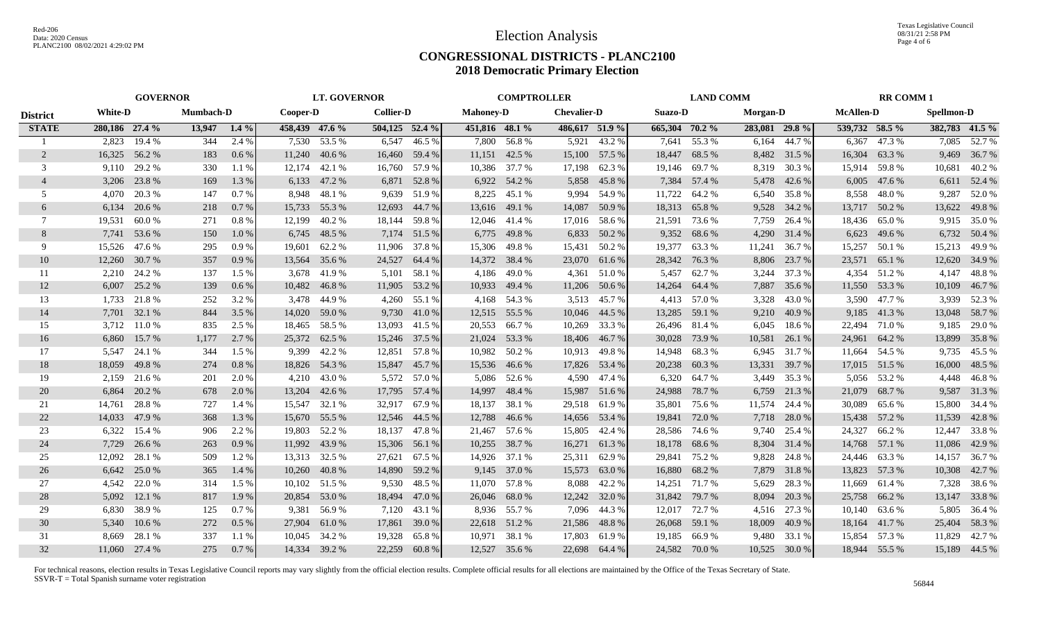Red-206
Data: 2020 Census
PLANC2100 08/02/2021 4:29:02 PM

# Election Analysis

## CONGRESSIONAL DISTRICTS - PLANC2100
## 2018 Democratic Primary Election

| | GOVERNOR | | | | LT. GOVERNOR | | | | COMPTROLLER | | | | LAND COMM | | | | RR COMM 1 | | | |
|---|---|---|---|---|---|---|---|---|---|---|---|---|---|---|---|---|---|---|---|---|
| **District** | **White-D** | | **Mumbach-D** | | **Cooper-D** | | **Collier-D** | | **Mahoney-D** | | **Chevalier-D** | | **Suazo-D** | | **Morgan-D** | | **McAllen-D** | | **Spellmon-D** | |
| **STATE** | **280,186** | **27.4 %** | **13,947** | **1.4 %** | **458,439** | **47.6 %** | **504,125** | **52.4 %** | **451,816** | **48.1 %** | **486,617** | **51.9 %** | **665,304** | **70.2 %** | **283,081** | **29.8 %** | **539,732** | **58.5 %** | **382,783** | **41.5 %** |
| 1 | 2,823 | 19.4 % | 344 | 2.4 % | 7,530 | 53.5 % | 6,547 | 46.5 % | 7,800 | 56.8 % | 5,921 | 43.2 % | 7,641 | 55.3 % | 6,164 | 44.7 % | 6,367 | 47.3 % | 7,085 | 52.7 % |
| 2 | 16,325 | 56.2 % | 183 | 0.6 % | 11,240 | 40.6 % | 16,460 | 59.4 % | 11,151 | 42.5 % | 15,100 | 57.5 % | 18,447 | 68.5 % | 8,482 | 31.5 % | 16,304 | 63.3 % | 9,469 | 36.7 % |
| 3 | 9,110 | 29.2 % | 330 | 1.1 % | 12,174 | 42.1 % | 16,760 | 57.9 % | 10,386 | 37.7 % | 17,198 | 62.3 % | 19,146 | 69.7 % | 8,319 | 30.3 % | 15,914 | 59.8 % | 10,681 | 40.2 % |
| 4 | 3,206 | 23.8 % | 169 | 1.3 % | 6,133 | 47.2 % | 6,871 | 52.8 % | 6,922 | 54.2 % | 5,858 | 45.8 % | 7,384 | 57.4 % | 5,478 | 42.6 % | 6,005 | 47.6 % | 6,611 | 52.4 % |
| 5 | 4,070 | 20.3 % | 147 | 0.7 % | 8,948 | 48.1 % | 9,639 | 51.9 % | 8,225 | 45.1 % | 9,994 | 54.9 % | 11,722 | 64.2 % | 6,540 | 35.8 % | 8,558 | 48.0 % | 9,287 | 52.0 % |
| 6 | 6,134 | 20.6 % | 218 | 0.7 % | 15,733 | 55.3 % | 12,693 | 44.7 % | 13,616 | 49.1 % | 14,087 | 50.9 % | 18,313 | 65.8 % | 9,528 | 34.2 % | 13,717 | 50.2 % | 13,622 | 49.8 % |
| 7 | 19,531 | 60.0 % | 271 | 0.8 % | 12,199 | 40.2 % | 18,144 | 59.8 % | 12,046 | 41.4 % | 17,016 | 58.6 % | 21,591 | 73.6 % | 7,759 | 26.4 % | 18,436 | 65.0 % | 9,915 | 35.0 % |
| 8 | 7,741 | 53.6 % | 150 | 1.0 % | 6,745 | 48.5 % | 7,174 | 51.5 % | 6,775 | 49.8 % | 6,833 | 50.2 % | 9,352 | 68.6 % | 4,290 | 31.4 % | 6,623 | 49.6 % | 6,732 | 50.4 % |
| 9 | 15,526 | 47.6 % | 295 | 0.9 % | 19,601 | 62.2 % | 11,906 | 37.8 % | 15,306 | 49.8 % | 15,431 | 50.2 % | 19,377 | 63.3 % | 11,241 | 36.7 % | 15,257 | 50.1 % | 15,213 | 49.9 % |
| 10 | 12,260 | 30.7 % | 357 | 0.9 % | 13,564 | 35.6 % | 24,527 | 64.4 % | 14,372 | 38.4 % | 23,070 | 61.6 % | 28,342 | 76.3 % | 8,806 | 23.7 % | 23,571 | 65.1 % | 12,620 | 34.9 % |
| 11 | 2,210 | 24.2 % | 137 | 1.5 % | 3,678 | 41.9 % | 5,101 | 58.1 % | 4,186 | 49.0 % | 4,361 | 51.0 % | 5,457 | 62.7 % | 3,244 | 37.3 % | 4,354 | 51.2 % | 4,147 | 48.8 % |
| 12 | 6,007 | 25.2 % | 139 | 0.6 % | 10,482 | 46.8 % | 11,905 | 53.2 % | 10,933 | 49.4 % | 11,206 | 50.6 % | 14,264 | 64.4 % | 7,887 | 35.6 % | 11,550 | 53.3 % | 10,109 | 46.7 % |
| 13 | 1,733 | 21.8 % | 252 | 3.2 % | 3,478 | 44.9 % | 4,260 | 55.1 % | 4,168 | 54.3 % | 3,513 | 45.7 % | 4,413 | 57.0 % | 3,328 | 43.0 % | 3,590 | 47.7 % | 3,939 | 52.3 % |
| 14 | 7,701 | 32.1 % | 844 | 3.5 % | 14,020 | 59.0 % | 9,730 | 41.0 % | 12,515 | 55.5 % | 10,046 | 44.5 % | 13,285 | 59.1 % | 9,210 | 40.9 % | 9,185 | 41.3 % | 13,048 | 58.7 % |
| 15 | 3,712 | 11.0 % | 835 | 2.5 % | 18,465 | 58.5 % | 13,093 | 41.5 % | 20,553 | 66.7 % | 10,269 | 33.3 % | 26,496 | 81.4 % | 6,045 | 18.6 % | 22,494 | 71.0 % | 9,185 | 29.0 % |
| 16 | 6,860 | 15.7 % | 1,177 | 2.7 % | 25,372 | 62.5 % | 15,246 | 37.5 % | 21,024 | 53.3 % | 18,406 | 46.7 % | 30,028 | 73.9 % | 10,581 | 26.1 % | 24,961 | 64.2 % | 13,899 | 35.8 % |
| 17 | 5,547 | 24.1 % | 344 | 1.5 % | 9,399 | 42.2 % | 12,851 | 57.8 % | 10,982 | 50.2 % | 10,913 | 49.8 % | 14,948 | 68.3 % | 6,945 | 31.7 % | 11,664 | 54.5 % | 9,735 | 45.5 % |
| 18 | 18,059 | 49.8 % | 274 | 0.8 % | 18,826 | 54.3 % | 15,847 | 45.7 % | 15,536 | 46.6 % | 17,826 | 53.4 % | 20,238 | 60.3 % | 13,331 | 39.7 % | 17,015 | 51.5 % | 16,000 | 48.5 % |
| 19 | 2,159 | 21.6 % | 201 | 2.0 % | 4,210 | 43.0 % | 5,572 | 57.0 % | 5,086 | 52.6 % | 4,590 | 47.4 % | 6,320 | 64.7 % | 3,449 | 35.3 % | 5,056 | 53.2 % | 4,448 | 46.8 % |
| 20 | 6,864 | 20.2 % | 678 | 2.0 % | 13,204 | 42.6 % | 17,795 | 57.4 % | 14,997 | 48.4 % | 15,987 | 51.6 % | 24,988 | 78.7 % | 6,759 | 21.3 % | 21,079 | 68.7 % | 9,587 | 31.3 % |
| 21 | 14,761 | 28.8 % | 727 | 1.4 % | 15,547 | 32.1 % | 32,917 | 67.9 % | 18,137 | 38.1 % | 29,518 | 61.9 % | 35,801 | 75.6 % | 11,574 | 24.4 % | 30,089 | 65.6 % | 15,800 | 34.4 % |
| 22 | 14,033 | 47.9 % | 368 | 1.3 % | 15,670 | 55.5 % | 12,546 | 44.5 % | 12,788 | 46.6 % | 14,656 | 53.4 % | 19,841 | 72.0 % | 7,718 | 28.0 % | 15,438 | 57.2 % | 11,539 | 42.8 % |
| 23 | 6,322 | 15.4 % | 906 | 2.2 % | 19,803 | 52.2 % | 18,137 | 47.8 % | 21,467 | 57.6 % | 15,805 | 42.4 % | 28,586 | 74.6 % | 9,740 | 25.4 % | 24,327 | 66.2 % | 12,447 | 33.8 % |
| 24 | 7,729 | 26.6 % | 263 | 0.9 % | 11,992 | 43.9 % | 15,306 | 56.1 % | 10,255 | 38.7 % | 16,271 | 61.3 % | 18,178 | 68.6 % | 8,304 | 31.4 % | 14,768 | 57.1 % | 11,086 | 42.9 % |
| 25 | 12,092 | 28.1 % | 509 | 1.2 % | 13,313 | 32.5 % | 27,621 | 67.5 % | 14,926 | 37.1 % | 25,311 | 62.9 % | 29,841 | 75.2 % | 9,828 | 24.8 % | 24,446 | 63.3 % | 14,157 | 36.7 % |
| 26 | 6,642 | 25.0 % | 365 | 1.4 % | 10,260 | 40.8 % | 14,890 | 59.2 % | 9,145 | 37.0 % | 15,573 | 63.0 % | 16,880 | 68.2 % | 7,879 | 31.8 % | 13,823 | 57.3 % | 10,308 | 42.7 % |
| 27 | 4,542 | 22.0 % | 314 | 1.5 % | 10,102 | 51.5 % | 9,530 | 48.5 % | 11,070 | 57.8 % | 8,088 | 42.2 % | 14,251 | 71.7 % | 5,629 | 28.3 % | 11,669 | 61.4 % | 7,328 | 38.6 % |
| 28 | 5,092 | 12.1 % | 817 | 1.9 % | 20,854 | 53.0 % | 18,494 | 47.0 % | 26,046 | 68.0 % | 12,242 | 32.0 % | 31,842 | 79.7 % | 8,094 | 20.3 % | 25,758 | 66.2 % | 13,147 | 33.8 % |
| 29 | 6,830 | 38.9 % | 125 | 0.7 % | 9,381 | 56.9 % | 7,120 | 43.1 % | 8,936 | 55.7 % | 7,096 | 44.3 % | 12,017 | 72.7 % | 4,516 | 27.3 % | 10,140 | 63.6 % | 5,805 | 36.4 % |
| 30 | 5,340 | 10.6 % | 272 | 0.5 % | 27,904 | 61.0 % | 17,861 | 39.0 % | 22,618 | 51.2 % | 21,586 | 48.8 % | 26,068 | 59.1 % | 18,009 | 40.9 % | 18,164 | 41.7 % | 25,404 | 58.3 % |
| 31 | 8,669 | 28.1 % | 337 | 1.1 % | 10,045 | 34.2 % | 19,328 | 65.8 % | 10,971 | 38.1 % | 17,803 | 61.9 % | 19,185 | 66.9 % | 9,480 | 33.1 % | 15,854 | 57.3 % | 11,829 | 42.7 % |
| 32 | 11,060 | 27.4 % | 275 | 0.7 % | 14,334 | 39.2 % | 22,259 | 60.8 % | 12,527 | 35.6 % | 22,698 | 64.4 % | 24,582 | 70.0 % | 10,525 | 30.0 % | 18,944 | 55.5 % | 15,189 | 44.5 % |

For technical reasons, election results in Texas Legislative Council reports may vary slightly from the official election results. Complete official results for all elections are maintained by the Office of the Texas Secretary of State.
SSVR-T = Total Spanish surname voter registration

56844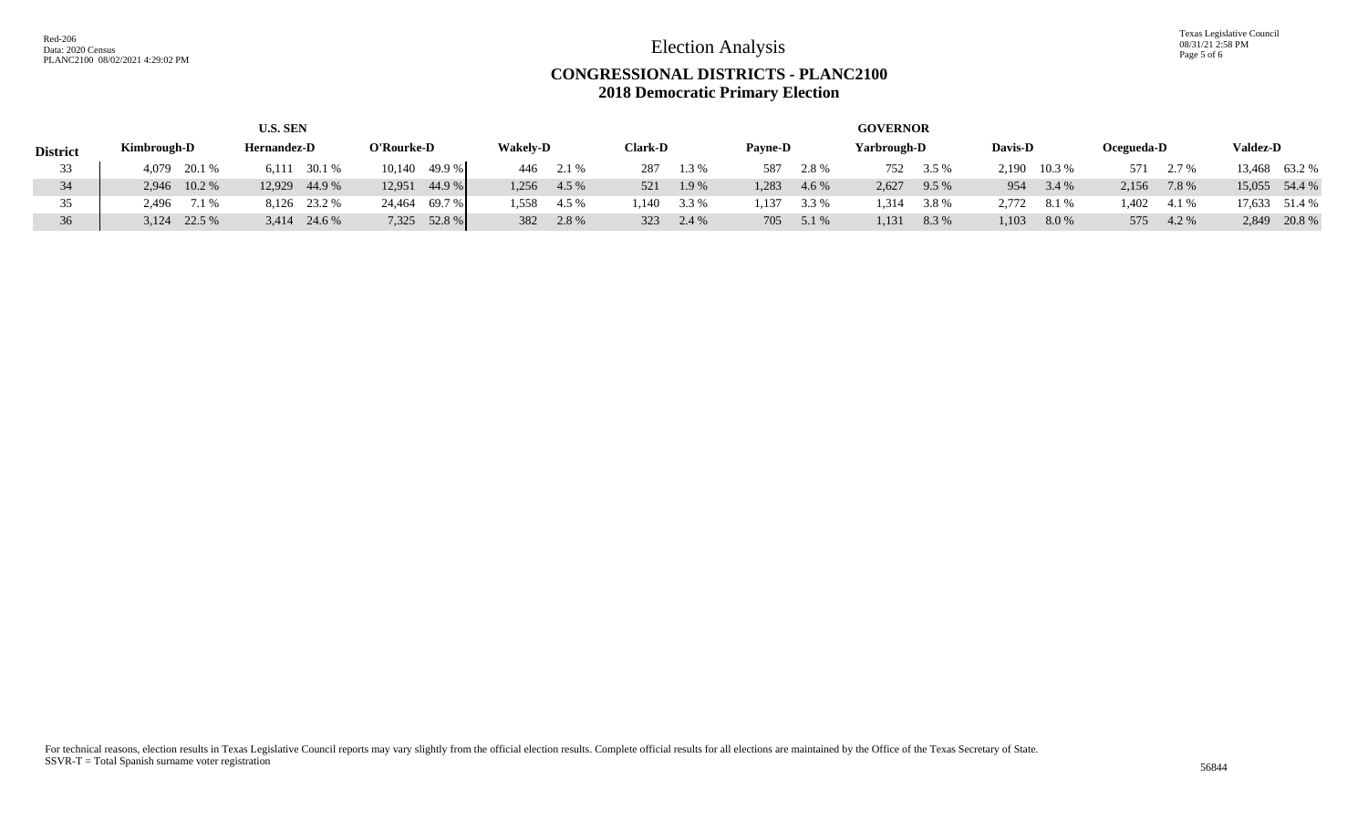# Election Analysis

## CONGRESSIONAL DISTRICTS - PLANC2100
## 2018 Democratic Primary Election

| District | U.S. SEN | | | | | | GOVERNOR | | | | | | | | | | | | | | | | | | | |
|---|---|---|---|---|---|---|---|---|---|---|---|---|---|---|---|---|---|---|---|---|---|---|---|---|---|---|
| | Kimbrough-D | | Hernandez-D | | O'Rourke-D | | Wakely-D | | Clark-D | | Payne-D | | Yarbrough-D | | Davis-D | | Ocegueda-D | | Valdez-D | |
| 33 | 4,079 | 20.1 % | 6,111 | 30.1 % | 10,140 | 49.9 % | 446 | 2.1 % | 287 | 1.3 % | 587 | 2.8 % | 752 | 3.5 % | 2,190 | 10.3 % | 571 | 2.7 % | 13,468 | 63.2 % |
| 34 | 2,946 | 10.2 % | 12,929 | 44.9 % | 12,951 | 44.9 % | 1,256 | 4.5 % | 521 | 1.9 % | 1,283 | 4.6 % | 2,627 | 9.5 % | 954 | 3.4 % | 2,156 | 7.8 % | 15,055 | 54.4 % |
| 35 | 2,496 | 7.1 % | 8,126 | 23.2 % | 24,464 | 69.7 % | 1,558 | 4.5 % | 1,140 | 3.3 % | 1,137 | 3.3 % | 1,314 | 3.8 % | 2,772 | 8.1 % | 1,402 | 4.1 % | 17,633 | 51.4 % |
| 36 | 3,124 | 22.5 % | 3,414 | 24.6 % | 7,325 | 52.8 % | 382 | 2.8 % | 323 | 2.4 % | 705 | 5.1 % | 1,131 | 8.3 % | 1,103 | 8.0 % | 575 | 4.2 % | 2,849 | 20.8 % |

For technical reasons, election results in Texas Legislative Council reports may vary slightly from the official election results. Complete official results for all elections are maintained by the Office of the Texas Secretary of State.
SSVR-T = Total Spanish surname voter registration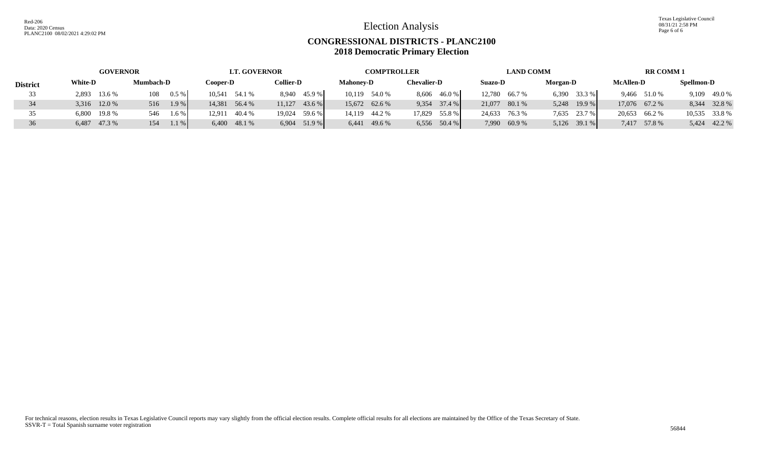# Election Analysis

## CONGRESSIONAL DISTRICTS - PLANC2100
## 2018 Democratic Primary Election

| | GOVERNOR | | | | LT. GOVERNOR | | | | COMPTROLLER | | | | LAND COMM | | | | RR COMM 1 | | | |
|---|---|---|---|---|---|---|---|---|---|---|---|---|---|---|---|---|---|---|---|---|
| **District** | **White-D** | | **Mumbach-D** | | **Cooper-D** | | **Collier-D** | | **Mahoney-D** | | **Chevalier-D** | | **Suazo-D** | | **Morgan-D** | | **McAllen-D** | | **Spellmon-D** | |
| 33 | 2,893 | 13.6 % | 108 | 0.5 % | 10,541 | 54.1 % | 8,940 | 45.9 % | 10,119 | 54.0 % | 8,606 | 46.0 % | 12,780 | 66.7 % | 6,390 | 33.3 % | 9,466 | 51.0 % | 9,109 | 49.0 % |
| 34 | 3,316 | 12.0 % | 516 | 1.9 % | 14,381 | 56.4 % | 11,127 | 43.6 % | 15,672 | 62.6 % | 9,354 | 37.4 % | 21,077 | 80.1 % | 5,248 | 19.9 % | 17,076 | 67.2 % | 8,344 | 32.8 % |
| 35 | 6,800 | 19.8 % | 546 | 1.6 % | 12,911 | 40.4 % | 19,024 | 59.6 % | 14,119 | 44.2 % | 17,829 | 55.8 % | 24,633 | 76.3 % | 7,635 | 23.7 % | 20,653 | 66.2 % | 10,535 | 33.8 % |
| 36 | 6,487 | 47.3 % | 154 | 1.1 % | 6,400 | 48.1 % | 6,904 | 51.9 % | 6,441 | 49.6 % | 6,556 | 50.4 % | 7,990 | 60.9 % | 5,126 | 39.1 % | 7,417 | 57.8 % | 5,424 | 42.2 % |

For technical reasons, election results in Texas Legislative Council reports may vary slightly from the official election results. Complete official results for all elections are maintained by the Office of the Texas Secretary of State.
SSVR-T = Total Spanish surname voter registration